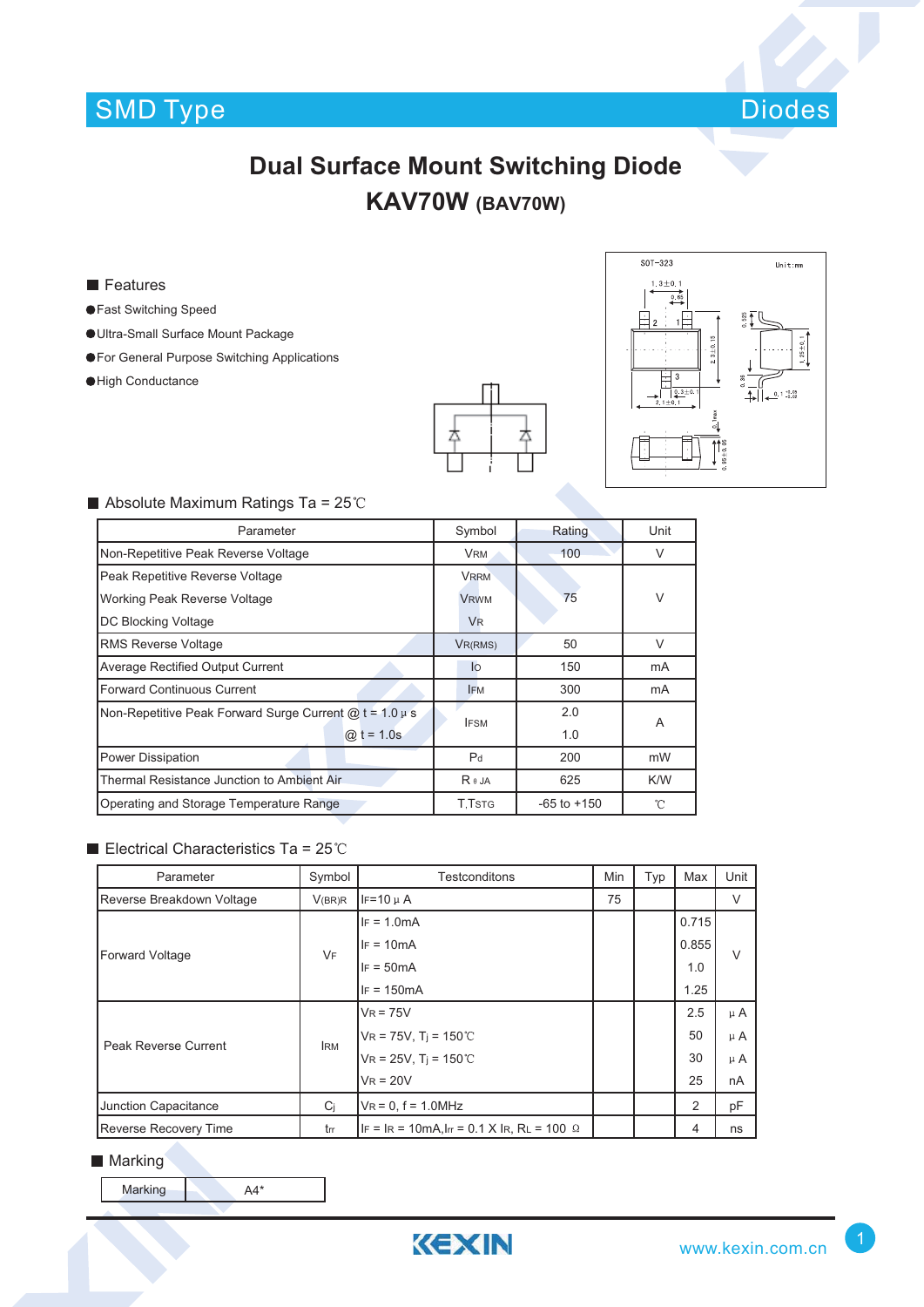SMD Type — Diodes

# Dual Surface Mount Switching Diode

## KAV70W (BAV70W)

### Features

- Fast Switching Speed
- Ultra-Small Surface Mount Package
- For General Purpose Switching Applications
- High Conductance

SOT-323 — Unit:mm

### Absolute Maximum Ratings Ta = 25℃

| Parameter | Symbol | Rating | Unit |
|---|---|---|---|
| Non-Repetitive Peak Reverse Voltage | $V_{RM}$ | 100 | V |
| Peak Repetitive Reverse Voltage<br>Working Peak Reverse Voltage<br>DC Blocking Voltage | $V_{RRM}$<br>$V_{RWM}$<br>$V_R$ | 75 | V |
| RMS Reverse Voltage | $V_{R(RMS)}$ | 50 | V |
| Average Rectified Output Current | $I_O$ | 150 | mA |
| Forward Continuous Current | $I_{FM}$ | 300 | mA |
| Non-Repetitive Peak Forward Surge Current @ t = 1.0 μ s<br>@ t = 1.0s | $I_{FSM}$ | 2.0<br>1.0 | A |
| Power Dissipation | $P_d$ | 200 | mW |
| Thermal Resistance Junction to Ambient Air | $R_{\theta JA}$ | 625 | K/W |
| Operating and Storage Temperature Range | $T$,$T_{STG}$ | -65 to +150 | ℃ |

### Electrical Characteristics Ta = 25℃

| Parameter | Symbol | Testconditons | Min | Typ | Max | Unit |
|---|---|---|---|---|---|---|
| Reverse Breakdown Voltage | $V_{(BR)R}$ | $I_F$=10 μ A | 75 | | | V |
| Forward Voltage | $V_F$ | $I_F$ = 1.0mA<br>$I_F$ = 10mA<br>$I_F$ = 50mA<br>$I_F$ = 150mA | | | 0.715<br>0.855<br>1.0<br>1.25 | V |
| Peak Reverse Current | $I_{RM}$ | $V_R$ = 75V<br>$V_R$ = 75V, $T_j$ = 150℃<br>$V_R$ = 25V, $T_j$ = 150℃<br>$V_R$ = 20V | | | 2.5<br>50<br>30<br>25 | μ A<br>μ A<br>μ A<br>nA |
| Junction Capacitance | $C_j$ | $V_R$ = 0, f = 1.0MHz | | | 2 | pF |
| Reverse Recovery Time | $t_{rr}$ | $I_F$ = $I_R$ = 10mA,$I_{rr}$ = 0.1 X $I_R$, $R_L$ = 100 Ω | | | 4 | ns |

### Marking

| Marking | A4* |
|---|---|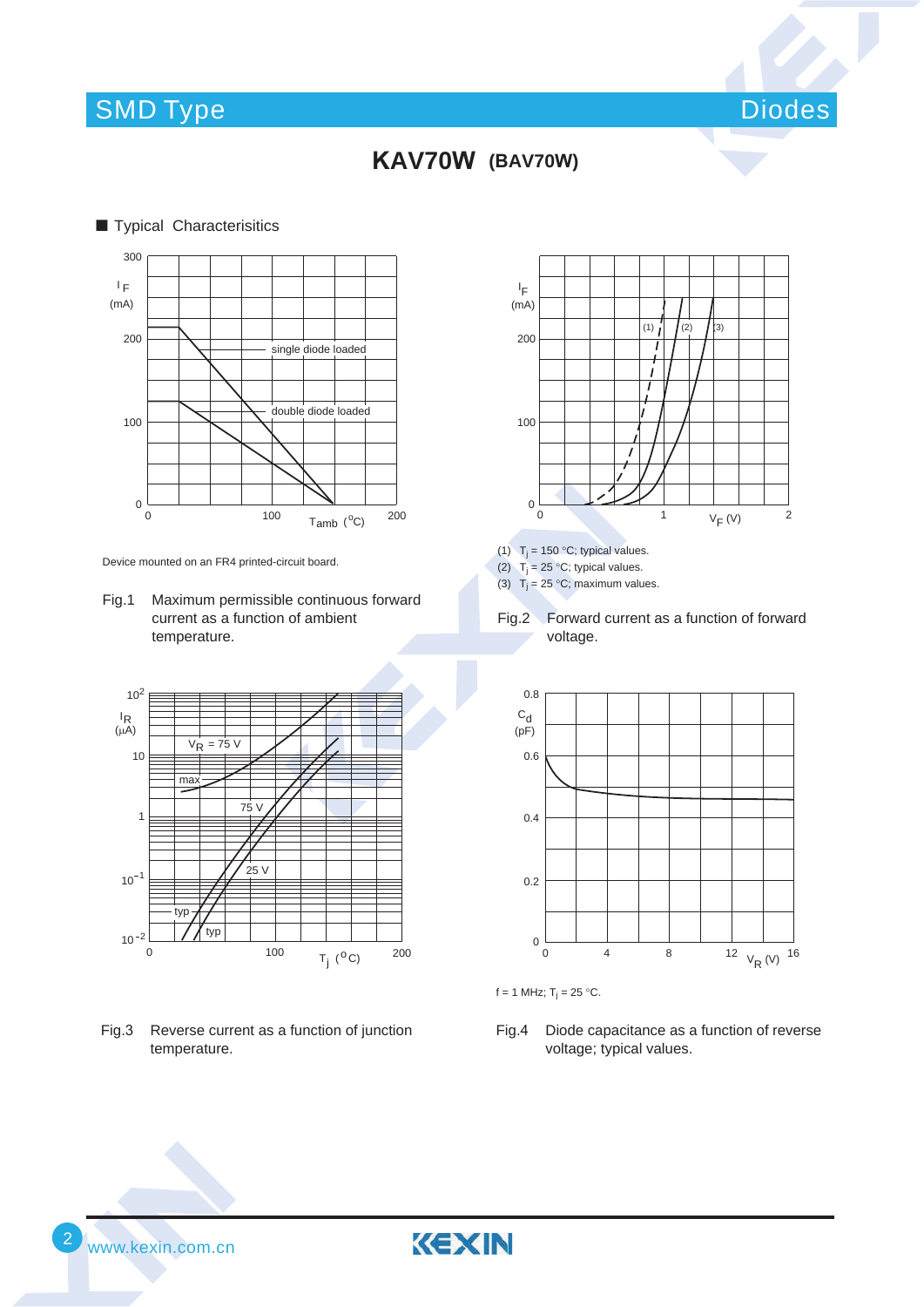# KAV70W (BAV70W)

■ Typical Characterisitics

300

$I_F$
(mA)

200

100

0

0

100

$T_{amb}$ ($^oC$)

200

single diode loaded

double diode loaded

Device mounted on an FR4 printed-circuit board.

Fig.1 Maximum permissible continuous forward current as a function of ambient temperature.

$I_F$
(mA)

200

100

0

0

1

$V_F$ (V)

2

(1) (2) (3)

(1) $T_j$ = 150 °C; typical values.
(2) $T_j$ = 25 °C; typical values.
(3) $T_j$ = 25 °C; maximum values.

Fig.2 Forward current as a function of forward voltage.

$10^2$

$I_R$
(µA)

10

1

$10^{-1}$

$10^{-2}$

0

100

$T_j$ ($^oC$)

200

$V_R$ = 75 V

max

75 V

25 V

typ

typ

Fig.3 Reverse current as a function of junction temperature.

0.8

$C_d$
(pF)

0.6

0.4

0.2

0

0

4

8

12

$V_R$ (V)

16

f = 1 MHz; $T_j$ = 25 °C.

Fig.4 Diode capacitance as a function of reverse voltage; typical values.